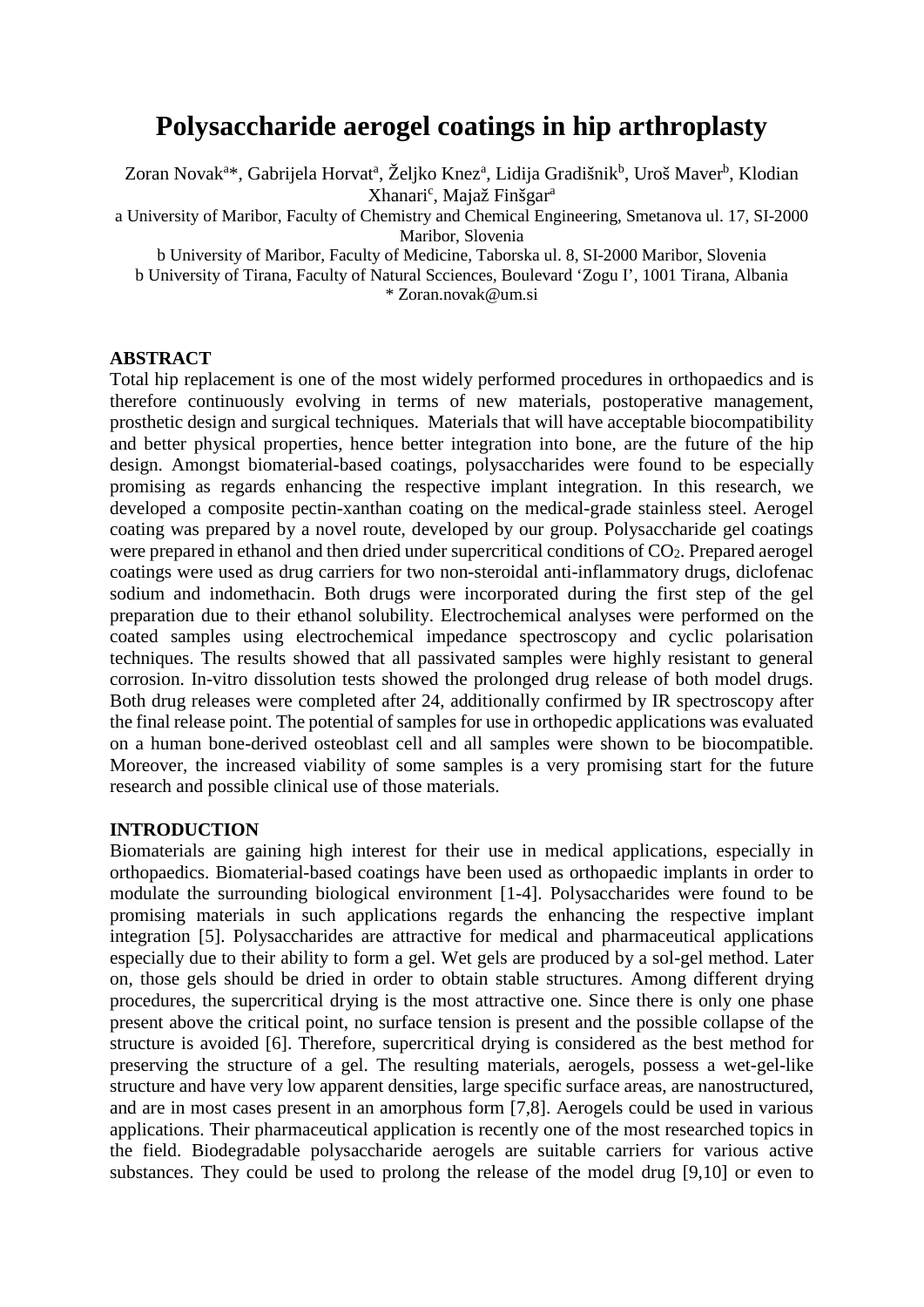# Polysaccharide aerogel coatings in hip arthroplasty

Zoran Novak[a]*, Gabrijela Horvat[a], Željko Knez[a], Lidija Gradišnik[b], Uroš Maver[b], Klodian Xhanari[c], Majaž Finšgar[a]

a University of Maribor, Faculty of Chemistry and Chemical Engineering, Smetanova ul. 17, SI-2000 Maribor, Slovenia

b University of Maribor, Faculty of Medicine, Taborska ul. 8, SI-2000 Maribor, Slovenia

b University of Tirana, Faculty of Natural Scciences, Boulevard 'Zogu I', 1001 Tirana, Albania

\* Zoran.novak@um.si

## ABSTRACT

Total hip replacement is one of the most widely performed procedures in orthopaedics and is therefore continuously evolving in terms of new materials, postoperative management, prosthetic design and surgical techniques. Materials that will have acceptable biocompatibility and better physical properties, hence better integration into bone, are the future of the hip design. Amongst biomaterial-based coatings, polysaccharides were found to be especially promising as regards enhancing the respective implant integration. In this research, we developed a composite pectin-xanthan coating on the medical-grade stainless steel. Aerogel coating was prepared by a novel route, developed by our group. Polysaccharide gel coatings were prepared in ethanol and then dried under supercritical conditions of $CO_2$. Prepared aerogel coatings were used as drug carriers for two non-steroidal anti-inflammatory drugs, diclofenac sodium and indomethacin. Both drugs were incorporated during the first step of the gel preparation due to their ethanol solubility. Electrochemical analyses were performed on the coated samples using electrochemical impedance spectroscopy and cyclic polarisation techniques. The results showed that all passivated samples were highly resistant to general corrosion. In-vitro dissolution tests showed the prolonged drug release of both model drugs. Both drug releases were completed after 24, additionally confirmed by IR spectroscopy after the final release point. The potential of samples for use in orthopedic applications was evaluated on a human bone-derived osteoblast cell and all samples were shown to be biocompatible. Moreover, the increased viability of some samples is a very promising start for the future research and possible clinical use of those materials.

## INTRODUCTION

Biomaterials are gaining high interest for their use in medical applications, especially in orthopaedics. Biomaterial-based coatings have been used as orthopaedic implants in order to modulate the surrounding biological environment [1-4]. Polysaccharides were found to be promising materials in such applications regards the enhancing the respective implant integration [5]. Polysaccharides are attractive for medical and pharmaceutical applications especially due to their ability to form a gel. Wet gels are produced by a sol-gel method. Later on, those gels should be dried in order to obtain stable structures. Among different drying procedures, the supercritical drying is the most attractive one. Since there is only one phase present above the critical point, no surface tension is present and the possible collapse of the structure is avoided [6]. Therefore, supercritical drying is considered as the best method for preserving the structure of a gel. The resulting materials, aerogels, possess a wet-gel-like structure and have very low apparent densities, large specific surface areas, are nanostructured, and are in most cases present in an amorphous form [7,8]. Aerogels could be used in various applications. Their pharmaceutical application is recently one of the most researched topics in the field. Biodegradable polysaccharide aerogels are suitable carriers for various active substances. They could be used to prolong the release of the model drug [9,10] or even to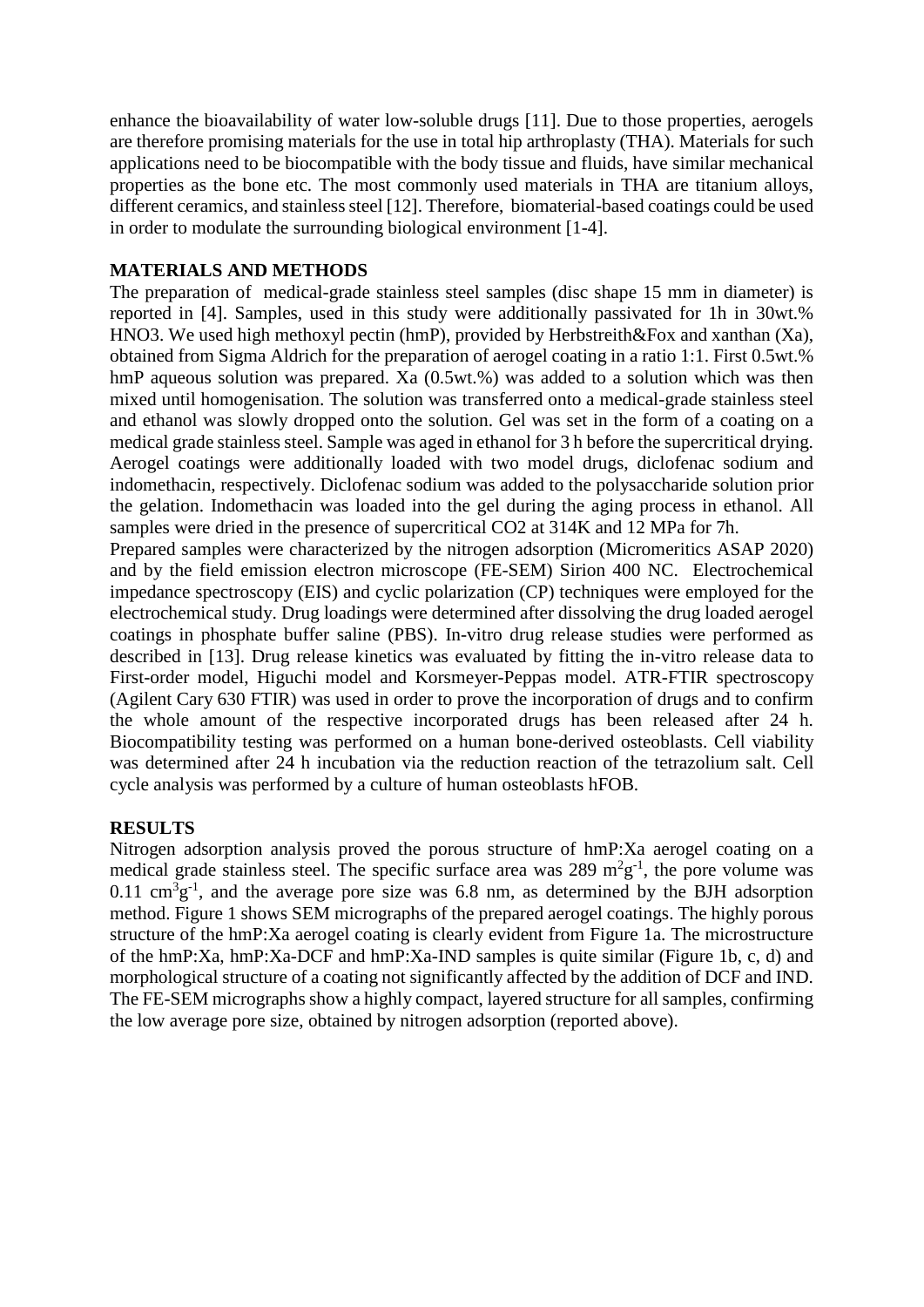enhance the bioavailability of water low-soluble drugs [11]. Due to those properties, aerogels are therefore promising materials for the use in total hip arthroplasty (THA). Materials for such applications need to be biocompatible with the body tissue and fluids, have similar mechanical properties as the bone etc. The most commonly used materials in THA are titanium alloys, different ceramics, and stainless steel [12]. Therefore, biomaterial-based coatings could be used in order to modulate the surrounding biological environment [1-4].

## MATERIALS AND METHODS

The preparation of medical-grade stainless steel samples (disc shape 15 mm in diameter) is reported in [4]. Samples, used in this study were additionally passivated for 1h in 30wt.% $HNO_3$. We used high methoxyl pectin (hmP), provided by Herbstreith&Fox and xanthan (Xa), obtained from Sigma Aldrich for the preparation of aerogel coating in a ratio 1:1. First 0.5wt.% hmP aqueous solution was prepared. Xa (0.5wt.%) was added to a solution which was then mixed until homogenisation. The solution was transferred onto a medical-grade stainless steel and ethanol was slowly dropped onto the solution. Gel was set in the form of a coating on a medical grade stainless steel. Sample was aged in ethanol for 3 h before the supercritical drying. Aerogel coatings were additionally loaded with two model drugs, diclofenac sodium and indomethacin, respectively. Diclofenac sodium was added to the polysaccharide solution prior the gelation. Indomethacin was loaded into the gel during the aging process in ethanol. All samples were dried in the presence of supercritical $CO_2$ at 314K and 12 MPa for 7h.

Prepared samples were characterized by the nitrogen adsorption (Micromeritics ASAP 2020) and by the field emission electron microscope (FE-SEM) Sirion 400 NC. Electrochemical impedance spectroscopy (EIS) and cyclic polarization (CP) techniques were employed for the electrochemical study. Drug loadings were determined after dissolving the drug loaded aerogel coatings in phosphate buffer saline (PBS). In-vitro drug release studies were performed as described in [13]. Drug release kinetics was evaluated by fitting the in-vitro release data to First-order model, Higuchi model and Korsmeyer-Peppas model. ATR-FTIR spectroscopy (Agilent Cary 630 FTIR) was used in order to prove the incorporation of drugs and to confirm the whole amount of the respective incorporated drugs has been released after 24 h. Biocompatibility testing was performed on a human bone-derived osteoblasts. Cell viability was determined after 24 h incubation via the reduction reaction of the tetrazolium salt. Cell cycle analysis was performed by a culture of human osteoblasts hFOB.

## RESULTS

Nitrogen adsorption analysis proved the porous structure of hmP:Xa aerogel coating on a medical grade stainless steel. The specific surface area was 289 $m^2g^{-1}$, the pore volume was 0.11 $cm^3g^{-1}$, and the average pore size was 6.8 nm, as determined by the BJH adsorption method. Figure 1 shows SEM micrographs of the prepared aerogel coatings. The highly porous structure of the hmP:Xa aerogel coating is clearly evident from Figure 1a. The microstructure of the hmP:Xa, hmP:Xa-DCF and hmP:Xa-IND samples is quite similar (Figure 1b, c, d) and morphological structure of a coating not significantly affected by the addition of DCF and IND. The FE-SEM micrographs show a highly compact, layered structure for all samples, confirming the low average pore size, obtained by nitrogen adsorption (reported above).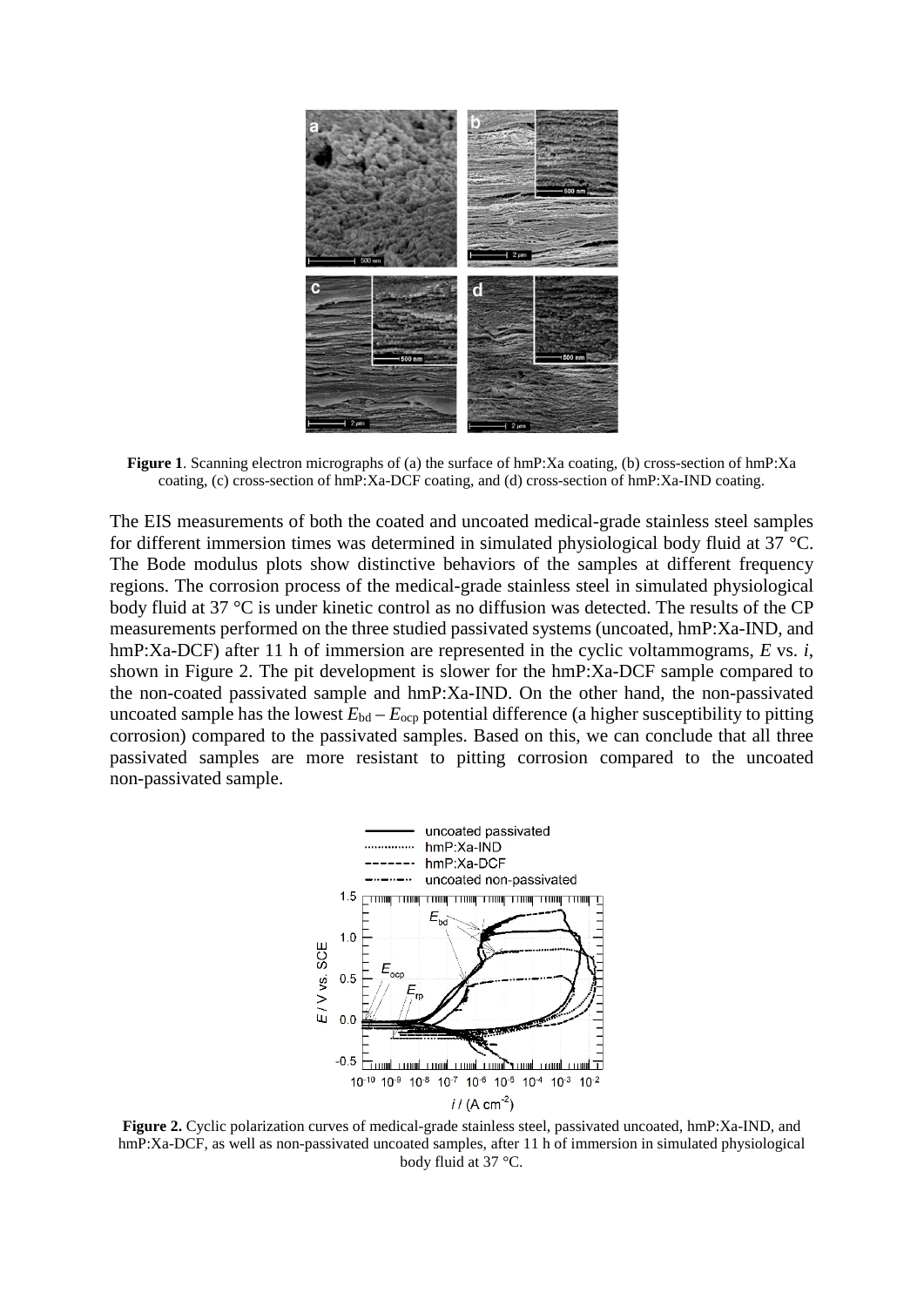**Figure 1**. Scanning electron micrographs of (a) the surface of hmP:Xa coating, (b) cross-section of hmP:Xa coating, (c) cross-section of hmP:Xa-DCF coating, and (d) cross-section of hmP:Xa-IND coating.

The EIS measurements of both the coated and uncoated medical-grade stainless steel samples for different immersion times was determined in simulated physiological body fluid at 37 °C. The Bode modulus plots show distinctive behaviors of the samples at different frequency regions. The corrosion process of the medical-grade stainless steel in simulated physiological body fluid at 37 °C is under kinetic control as no diffusion was detected. The results of the CP measurements performed on the three studied passivated systems (uncoated, hmP:Xa-IND, and hmP:Xa-DCF) after 11 h of immersion are represented in the cyclic voltammograms, *E* vs. *i*, shown in Figure 2. The pit development is slower for the hmP:Xa-DCF sample compared to the non-coated passivated sample and hmP:Xa-IND. On the other hand, the non-passivated uncoated sample has the lowest $E_{bd} - E_{ocp}$ potential difference (a higher susceptibility to pitting corrosion) compared to the passivated samples. Based on this, we can conclude that all three passivated samples are more resistant to pitting corrosion compared to the uncoated non-passivated sample.

**Figure 2.** Cyclic polarization curves of medical-grade stainless steel, passivated uncoated, hmP:Xa-IND, and hmP:Xa-DCF, as well as non-passivated uncoated samples, after 11 h of immersion in simulated physiological body fluid at 37 °C.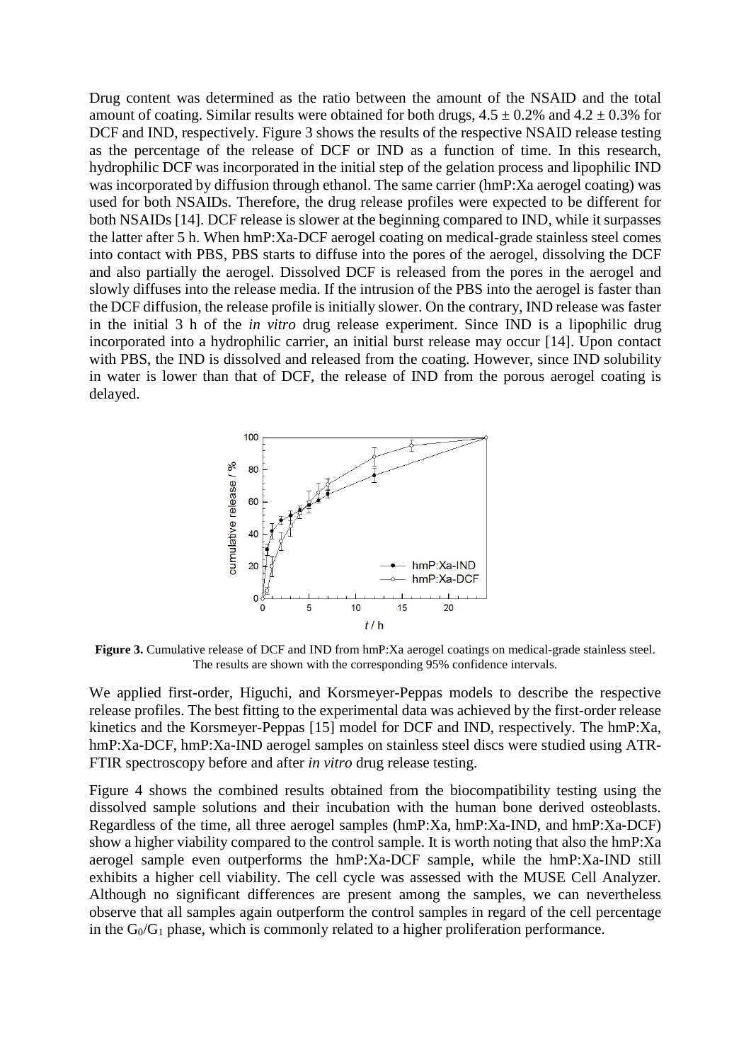Drug content was determined as the ratio between the amount of the NSAID and the total amount of coating. Similar results were obtained for both drugs, $4.5 \pm 0.2\%$ and $4.2 \pm 0.3\%$ for DCF and IND, respectively. Figure 3 shows the results of the respective NSAID release testing as the percentage of the release of DCF or IND as a function of time. In this research, hydrophilic DCF was incorporated in the initial step of the gelation process and lipophilic IND was incorporated by diffusion through ethanol. The same carrier (hmP:Xa aerogel coating) was used for both NSAIDs. Therefore, the drug release profiles were expected to be different for both NSAIDs [14]. DCF release is slower at the beginning compared to IND, while it surpasses the latter after 5 h. When hmP:Xa-DCF aerogel coating on medical-grade stainless steel comes into contact with PBS, PBS starts to diffuse into the pores of the aerogel, dissolving the DCF and also partially the aerogel. Dissolved DCF is released from the pores in the aerogel and slowly diffuses into the release media. If the intrusion of the PBS into the aerogel is faster than the DCF diffusion, the release profile is initially slower. On the contrary, IND release was faster in the initial 3 h of the *in vitro* drug release experiment. Since IND is a lipophilic drug incorporated into a hydrophilic carrier, an initial burst release may occur [14]. Upon contact with PBS, the IND is dissolved and released from the coating. However, since IND solubility in water is lower than that of DCF, the release of IND from the porous aerogel coating is delayed.

**Figure 3.** Cumulative release of DCF and IND from hmP:Xa aerogel coatings on medical-grade stainless steel. The results are shown with the corresponding 95% confidence intervals.

We applied first-order, Higuchi, and Korsmeyer-Peppas models to describe the respective release profiles. The best fitting to the experimental data was achieved by the first-order release kinetics and the Korsmeyer-Peppas [15] model for DCF and IND, respectively. The hmP:Xa, hmP:Xa-DCF, hmP:Xa-IND aerogel samples on stainless steel discs were studied using ATR-FTIR spectroscopy before and after *in vitro* drug release testing.

Figure 4 shows the combined results obtained from the biocompatibility testing using the dissolved sample solutions and their incubation with the human bone derived osteoblasts. Regardless of the time, all three aerogel samples (hmP:Xa, hmP:Xa-IND, and hmP:Xa-DCF) show a higher viability compared to the control sample. It is worth noting that also the hmP:Xa aerogel sample even outperforms the hmP:Xa-DCF sample, while the hmP:Xa-IND still exhibits a higher cell viability. The cell cycle was assessed with the MUSE Cell Analyzer. Although no significant differences are present among the samples, we can nevertheless observe that all samples again outperform the control samples in regard of the cell percentage in the $G_0/G_1$ phase, which is commonly related to a higher proliferation performance.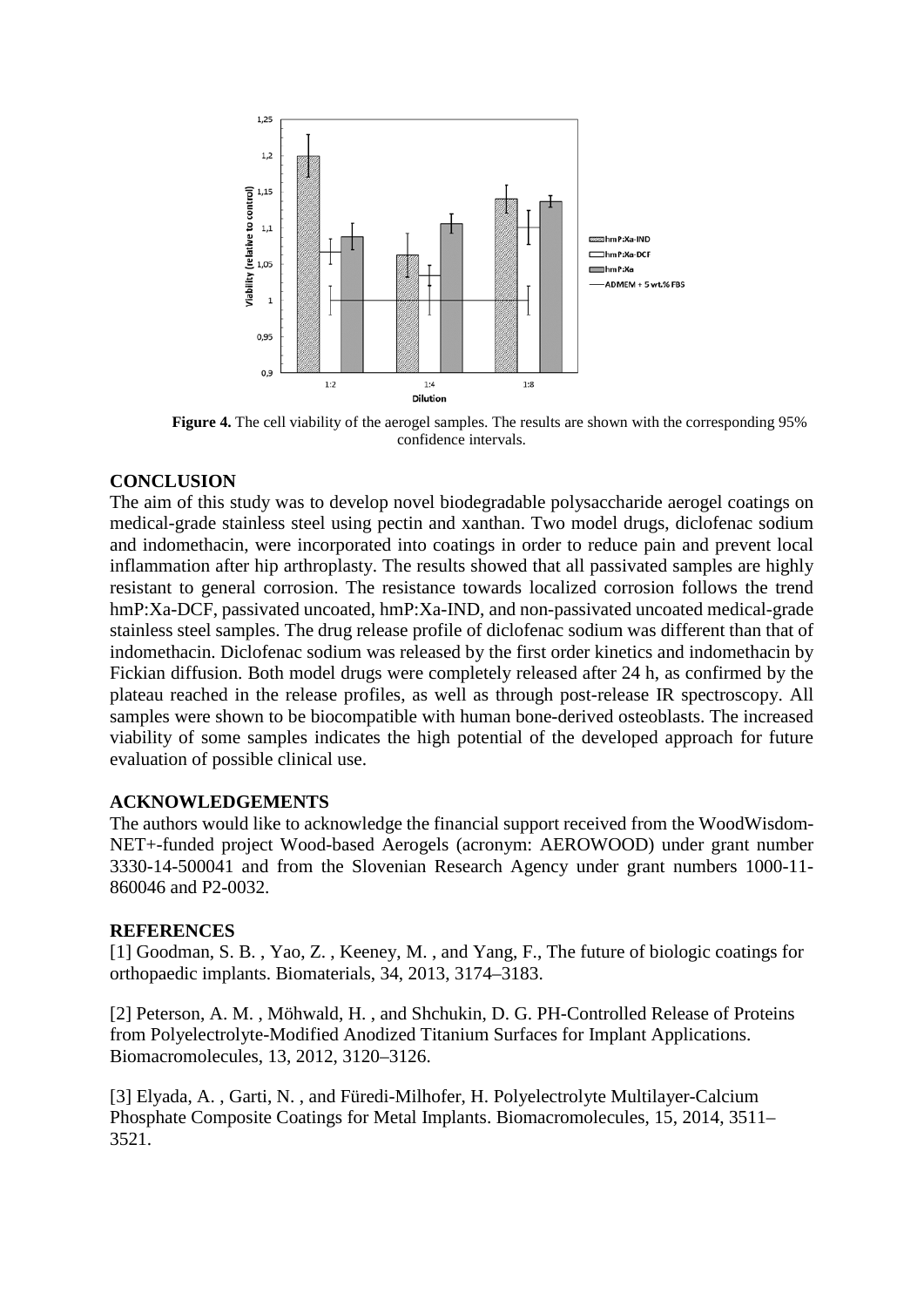**Figure 4.** The cell viability of the aerogel samples. The results are shown with the corresponding 95% confidence intervals.

## CONCLUSION

The aim of this study was to develop novel biodegradable polysaccharide aerogel coatings on medical-grade stainless steel using pectin and xanthan. Two model drugs, diclofenac sodium and indomethacin, were incorporated into coatings in order to reduce pain and prevent local inflammation after hip arthroplasty. The results showed that all passivated samples are highly resistant to general corrosion. The resistance towards localized corrosion follows the trend hmP:Xa-DCF, passivated uncoated, hmP:Xa-IND, and non-passivated uncoated medical-grade stainless steel samples. The drug release profile of diclofenac sodium was different than that of indomethacin. Diclofenac sodium was released by the first order kinetics and indomethacin by Fickian diffusion. Both model drugs were completely released after 24 h, as confirmed by the plateau reached in the release profiles, as well as through post-release IR spectroscopy. All samples were shown to be biocompatible with human bone-derived osteoblasts. The increased viability of some samples indicates the high potential of the developed approach for future evaluation of possible clinical use.

## ACKNOWLEDGEMENTS

The authors would like to acknowledge the financial support received from the WoodWisdom-NET+-funded project Wood-based Aerogels (acronym: AEROWOOD) under grant number 3330-14-500041 and from the Slovenian Research Agency under grant numbers 1000-11-860046 and P2-0032.

## REFERENCES

[1] Goodman, S. B. , Yao, Z. , Keeney, M. , and Yang, F., The future of biologic coatings for orthopaedic implants. Biomaterials, 34, 2013, 3174–3183.

[2] Peterson, A. M. , Möhwald, H. , and Shchukin, D. G. PH-Controlled Release of Proteins from Polyelectrolyte-Modified Anodized Titanium Surfaces for Implant Applications. Biomacromolecules, 13, 2012, 3120–3126.

[3] Elyada, A. , Garti, N. , and Füredi-Milhofer, H. Polyelectrolyte Multilayer-Calcium Phosphate Composite Coatings for Metal Implants. Biomacromolecules, 15, 2014, 3511–3521.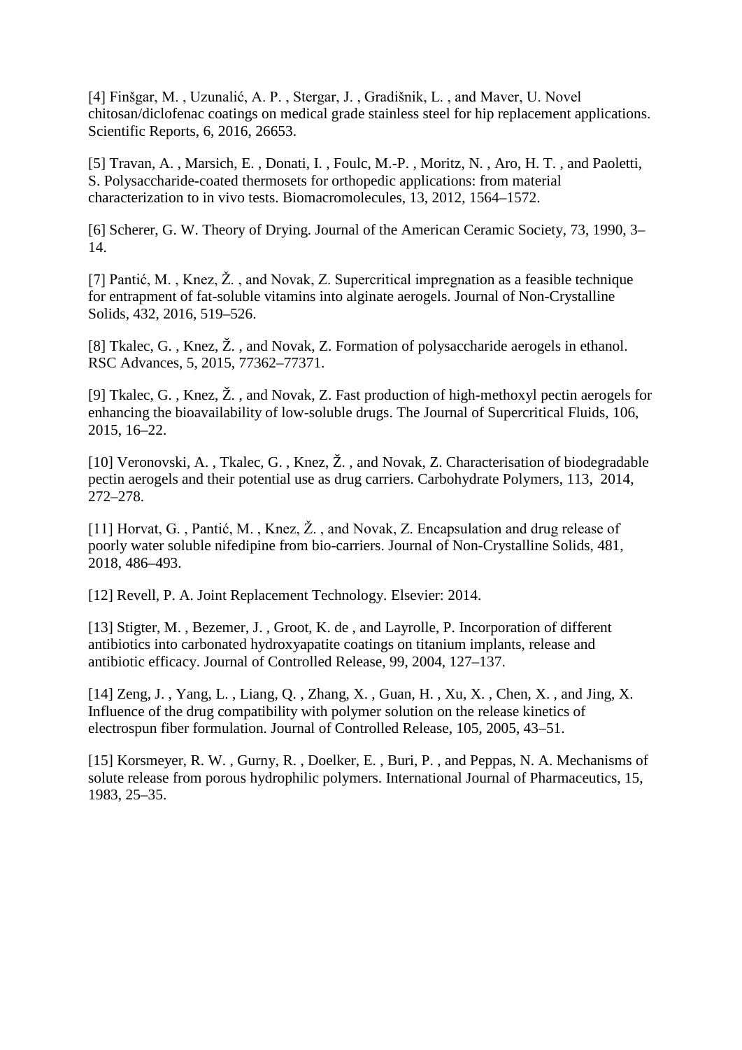[4] Finšgar, M. , Uzunalić, A. P. , Stergar, J. , Gradišnik, L. , and Maver, U. Novel chitosan/diclofenac coatings on medical grade stainless steel for hip replacement applications. Scientific Reports, 6, 2016, 26653.

[5] Travan, A. , Marsich, E. , Donati, I. , Foulc, M.-P. , Moritz, N. , Aro, H. T. , and Paoletti, S. Polysaccharide-coated thermosets for orthopedic applications: from material characterization to in vivo tests. Biomacromolecules, 13, 2012, 1564–1572.

[6] Scherer, G. W. Theory of Drying. Journal of the American Ceramic Society, 73, 1990, 3–14.

[7] Pantić, M. , Knez, Ž. , and Novak, Z. Supercritical impregnation as a feasible technique for entrapment of fat-soluble vitamins into alginate aerogels. Journal of Non-Crystalline Solids, 432, 2016, 519–526.

[8] Tkalec, G. , Knez, Ž. , and Novak, Z. Formation of polysaccharide aerogels in ethanol. RSC Advances, 5, 2015, 77362–77371.

[9] Tkalec, G. , Knez, Ž. , and Novak, Z. Fast production of high-methoxyl pectin aerogels for enhancing the bioavailability of low-soluble drugs. The Journal of Supercritical Fluids, 106, 2015, 16–22.

[10] Veronovski, A. , Tkalec, G. , Knez, Ž. , and Novak, Z. Characterisation of biodegradable pectin aerogels and their potential use as drug carriers. Carbohydrate Polymers, 113, 2014, 272–278.

[11] Horvat, G. , Pantić, M. , Knez, Ž. , and Novak, Z. Encapsulation and drug release of poorly water soluble nifedipine from bio-carriers. Journal of Non-Crystalline Solids, 481, 2018, 486–493.

[12] Revell, P. A. Joint Replacement Technology. Elsevier: 2014.

[13] Stigter, M. , Bezemer, J. , Groot, K. de , and Layrolle, P. Incorporation of different antibiotics into carbonated hydroxyapatite coatings on titanium implants, release and antibiotic efficacy. Journal of Controlled Release, 99, 2004, 127–137.

[14] Zeng, J. , Yang, L. , Liang, Q. , Zhang, X. , Guan, H. , Xu, X. , Chen, X. , and Jing, X. Influence of the drug compatibility with polymer solution on the release kinetics of electrospun fiber formulation. Journal of Controlled Release, 105, 2005, 43–51.

[15] Korsmeyer, R. W. , Gurny, R. , Doelker, E. , Buri, P. , and Peppas, N. A. Mechanisms of solute release from porous hydrophilic polymers. International Journal of Pharmaceutics, 15, 1983, 25–35.